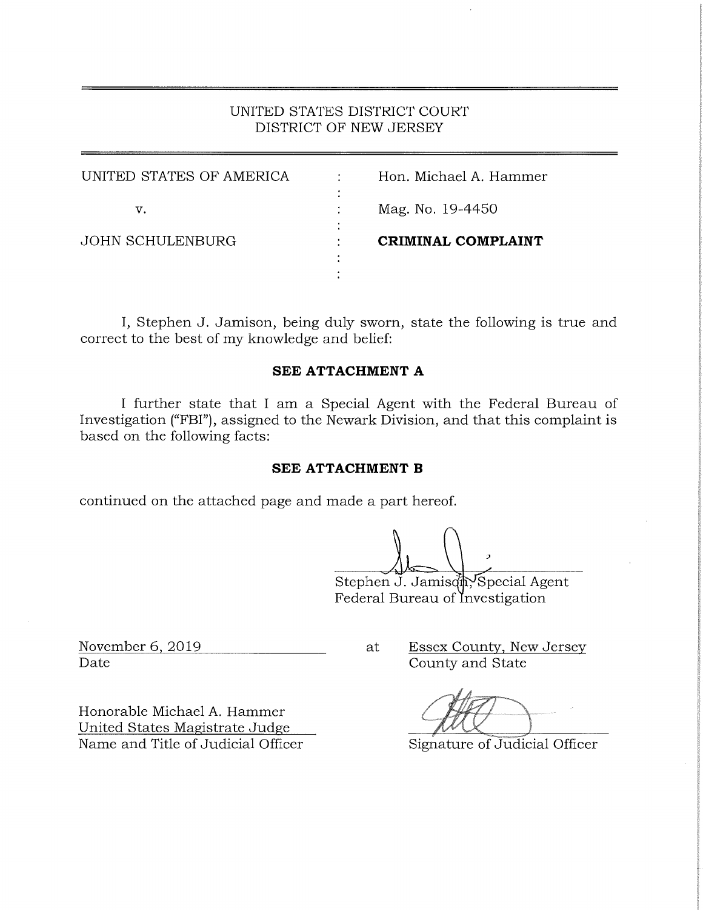UNITED STATES DISTRICT COURT
DISTRICT OF NEW JERSEY

| | | |
|---|---|---|
| UNITED STATES OF AMERICA | : | Hon. Michael A. Hammer |
| v. | : | Mag. No. 19-4450 |
| JOHN SCHULENBURG | : | **CRIMINAL COMPLAINT** |

I, Stephen J. Jamison, being duly sworn, state the following is true and correct to the best of my knowledge and belief:

**SEE ATTACHMENT A**

I further state that I am a Special Agent with the Federal Bureau of Investigation ("FBI"), assigned to the Newark Division, and that this complaint is based on the following facts:

**SEE ATTACHMENT B**

continued on the attached page and made a part hereof.

Stephen J. Jamison, Special Agent
Federal Bureau of Investigation

November 6, 2019 at Essex County, New Jersey
Date County and State

Honorable Michael A. Hammer
United States Magistrate Judge
Name and Title of Judicial Officer

Signature of Judicial Officer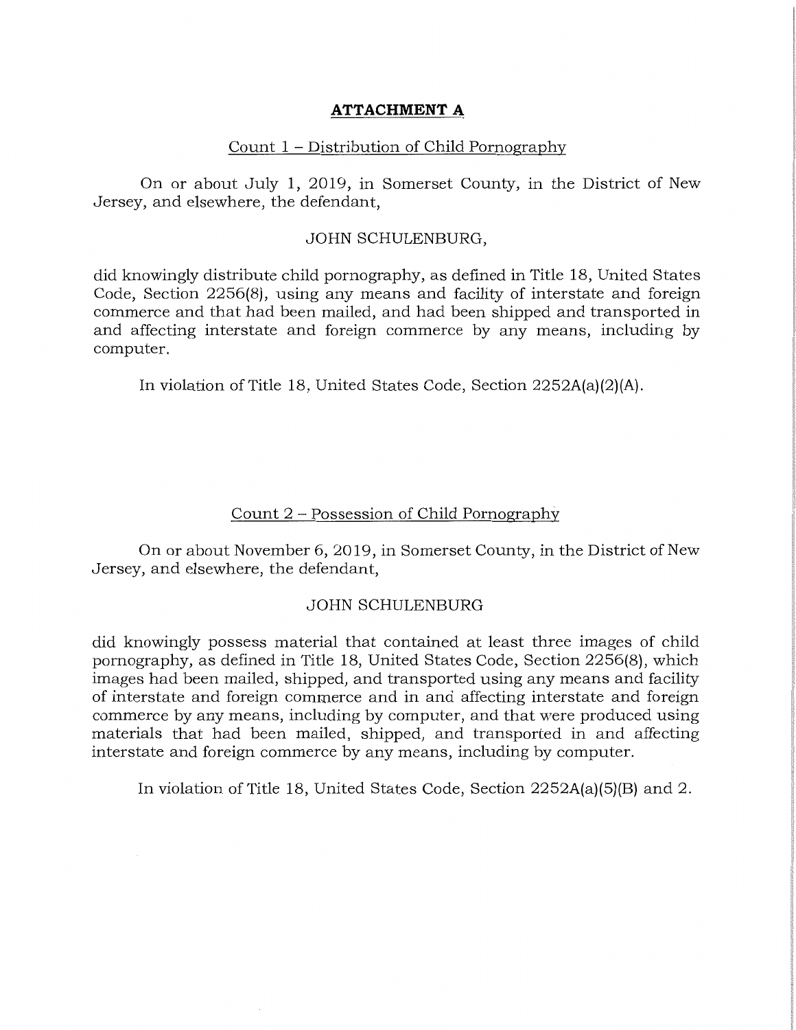# ATTACHMENT A

## Count 1 – Distribution of Child Pornography

On or about July 1, 2019, in Somerset County, in the District of New Jersey, and elsewhere, the defendant,

JOHN SCHULENBURG,

did knowingly distribute child pornography, as defined in Title 18, United States Code, Section 2256(8), using any means and facility of interstate and foreign commerce and that had been mailed, and had been shipped and transported in and affecting interstate and foreign commerce by any means, including by computer.

In violation of Title 18, United States Code, Section 2252A(a)(2)(A).

## Count 2 – Possession of Child Pornography

On or about November 6, 2019, in Somerset County, in the District of New Jersey, and elsewhere, the defendant,

JOHN SCHULENBURG

did knowingly possess material that contained at least three images of child pornography, as defined in Title 18, United States Code, Section 2256(8), which images had been mailed, shipped, and transported using any means and facility of interstate and foreign commerce and in and affecting interstate and foreign commerce by any means, including by computer, and that were produced using materials that had been mailed, shipped, and transported in and affecting interstate and foreign commerce by any means, including by computer.

In violation of Title 18, United States Code, Section 2252A(a)(5)(B) and 2.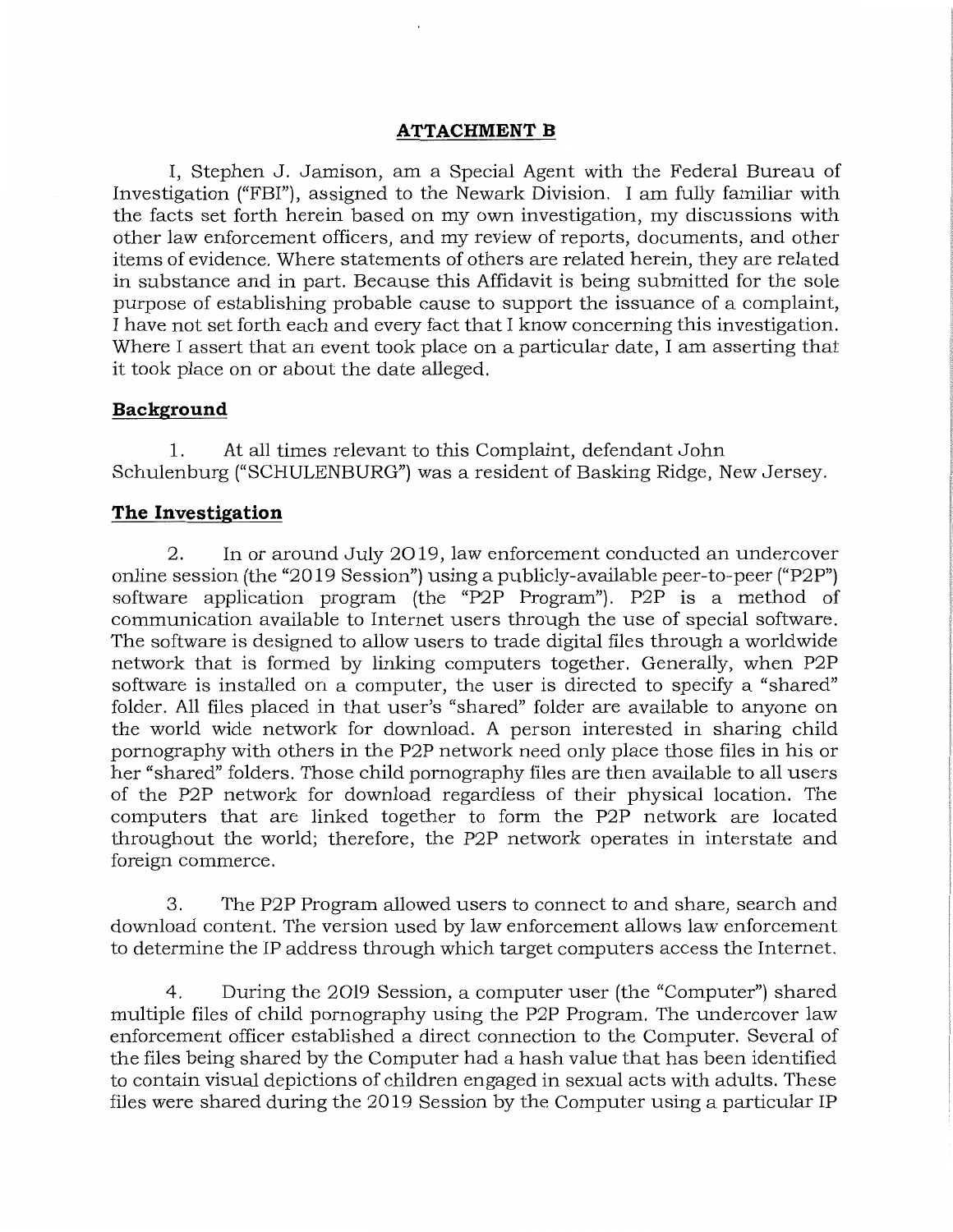## ATTACHMENT B

I, Stephen J. Jamison, am a Special Agent with the Federal Bureau of Investigation ("FBI"), assigned to the Newark Division. I am fully familiar with the facts set forth herein based on my own investigation, my discussions with other law enforcement officers, and my review of reports, documents, and other items of evidence. Where statements of others are related herein, they are related in substance and in part. Because this Affidavit is being submitted for the sole purpose of establishing probable cause to support the issuance of a complaint, I have not set forth each and every fact that I know concerning this investigation. Where I assert that an event took place on a particular date, I am asserting that it took place on or about the date alleged.

### Background

1. At all times relevant to this Complaint, defendant John Schulenburg ("SCHULENBURG") was a resident of Basking Ridge, New Jersey.

### The Investigation

2. In or around July 2019, law enforcement conducted an undercover online session (the "2019 Session") using a publicly-available peer-to-peer ("P2P") software application program (the "P2P Program"). P2P is a method of communication available to Internet users through the use of special software. The software is designed to allow users to trade digital files through a worldwide network that is formed by linking computers together. Generally, when P2P software is installed on a computer, the user is directed to specify a "shared" folder. All files placed in that user's "shared" folder are available to anyone on the world wide network for download. A person interested in sharing child pornography with others in the P2P network need only place those files in his or her "shared" folders. Those child pornography files are then available to all users of the P2P network for download regardless of their physical location. The computers that are linked together to form the P2P network are located throughout the world; therefore, the P2P network operates in interstate and foreign commerce.

3. The P2P Program allowed users to connect to and share, search and download content. The version used by law enforcement allows law enforcement to determine the IP address through which target computers access the Internet.

4. During the 2019 Session, a computer user (the "Computer") shared multiple files of child pornography using the P2P Program. The undercover law enforcement officer established a direct connection to the Computer. Several of the files being shared by the Computer had a hash value that has been identified to contain visual depictions of children engaged in sexual acts with adults. These files were shared during the 2019 Session by the Computer using a particular IP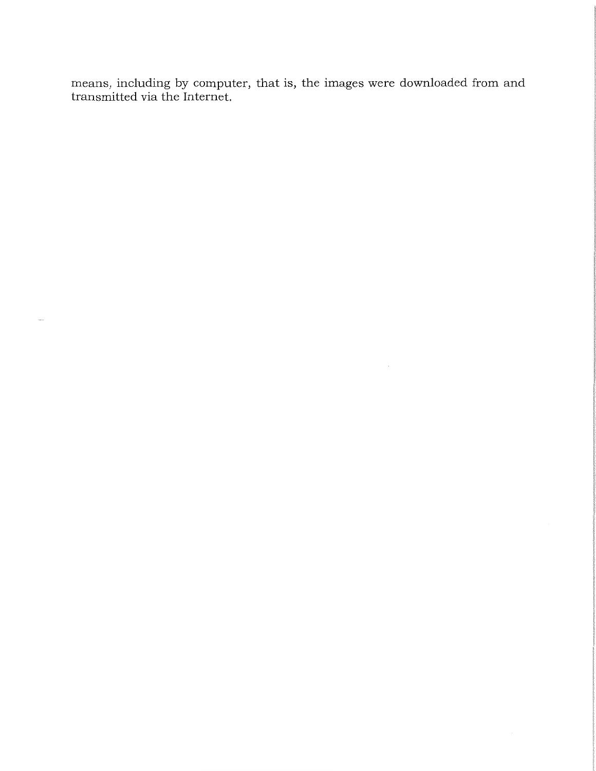means, including by computer, that is, the images were downloaded from and transmitted via the Internet.